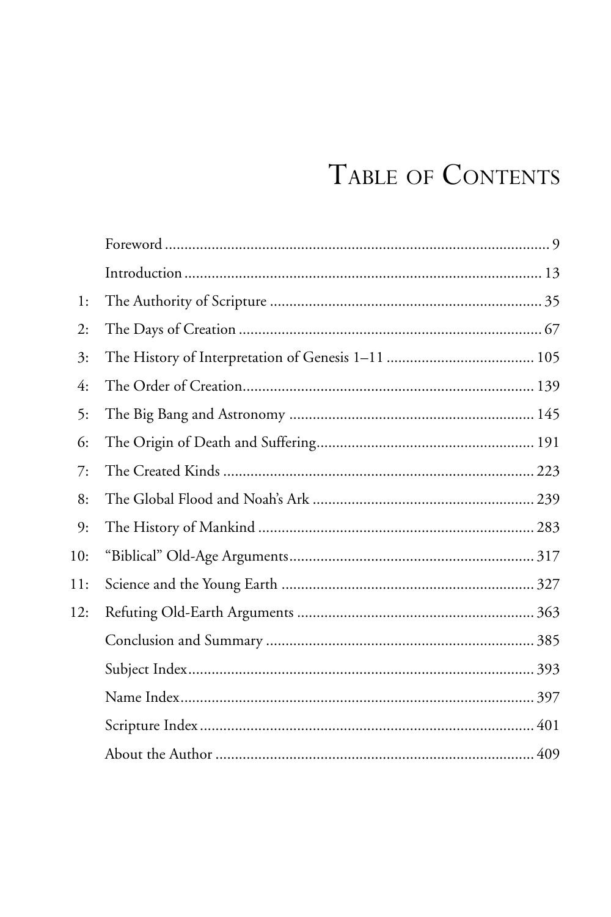# Table of Contents

| | | |
|---|---|---|
| | Foreword | 9 |
| | Introduction | 13 |
| 1: | The Authority of Scripture | 35 |
| 2: | The Days of Creation | 67 |
| 3: | The History of Interpretation of Genesis 1–11 | 105 |
| 4: | The Order of Creation | 139 |
| 5: | The Big Bang and Astronomy | 145 |
| 6: | The Origin of Death and Suffering | 191 |
| 7: | The Created Kinds | 223 |
| 8: | The Global Flood and Noah's Ark | 239 |
| 9: | The History of Mankind | 283 |
| 10: | "Biblical" Old-Age Arguments | 317 |
| 11: | Science and the Young Earth | 327 |
| 12: | Refuting Old-Earth Arguments | 363 |
| | Conclusion and Summary | 385 |
| | Subject Index | 393 |
| | Name Index | 397 |
| | Scripture Index | 401 |
| | About the Author | 409 |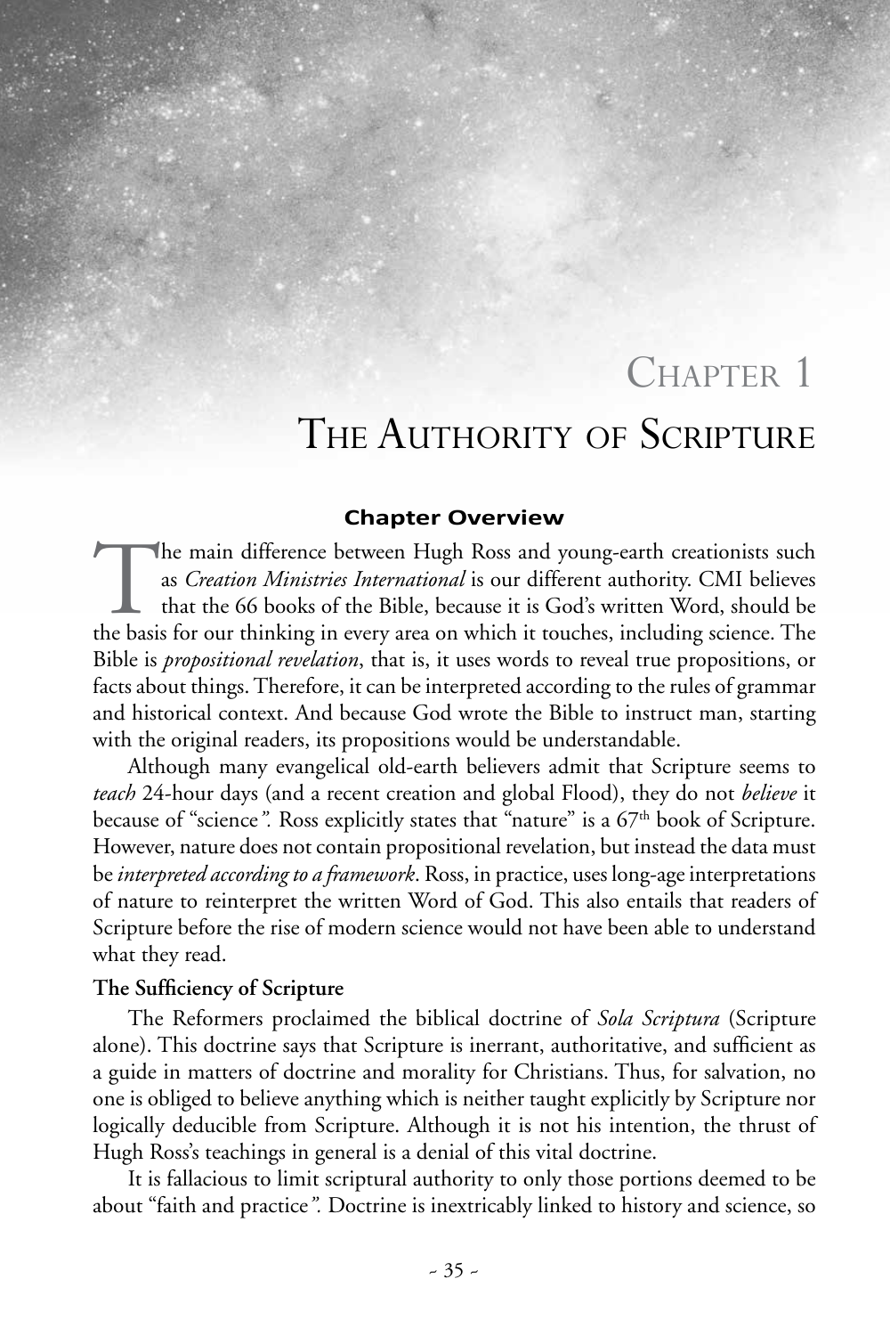# Chapter 1
# The Authority of Scripture

### Chapter Overview

The main difference between Hugh Ross and young-earth creationists such as *Creation Ministries International* is our different authority. CMI believes that the 66 books of the Bible, because it is God's written Word, should be the basis for our thinking in every area on which it touches, including science. The Bible is *propositional revelation*, that is, it uses words to reveal true propositions, or facts about things. Therefore, it can be interpreted according to the rules of grammar and historical context. And because God wrote the Bible to instruct man, starting with the original readers, its propositions would be understandable.

Although many evangelical old-earth believers admit that Scripture seems to *teach* 24-hour days (and a recent creation and global Flood), they do not *believe* it because of "science". Ross explicitly states that "nature" is a 67th book of Scripture. However, nature does not contain propositional revelation, but instead the data must be *interpreted according to a framework*. Ross, in practice, uses long-age interpretations of nature to reinterpret the written Word of God. This also entails that readers of Scripture before the rise of modern science would not have been able to understand what they read.

**The Sufficiency of Scripture**

The Reformers proclaimed the biblical doctrine of *Sola Scriptura* (Scripture alone). This doctrine says that Scripture is inerrant, authoritative, and sufficient as a guide in matters of doctrine and morality for Christians. Thus, for salvation, no one is obliged to believe anything which is neither taught explicitly by Scripture nor logically deducible from Scripture. Although it is not his intention, the thrust of Hugh Ross's teachings in general is a denial of this vital doctrine.

It is fallacious to limit scriptural authority to only those portions deemed to be about "faith and practice". Doctrine is inextricably linked to history and science, so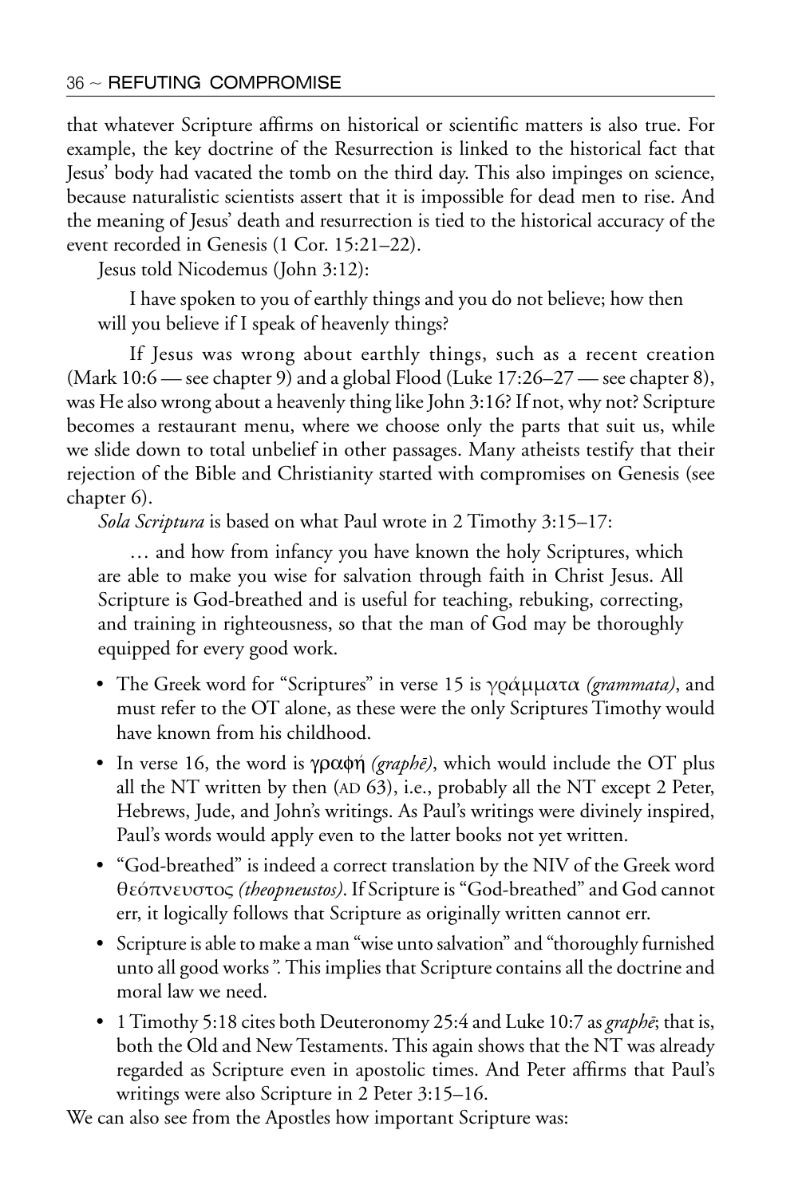that whatever Scripture affirms on historical or scientific matters is also true. For example, the key doctrine of the Resurrection is linked to the historical fact that Jesus' body had vacated the tomb on the third day. This also impinges on science, because naturalistic scientists assert that it is impossible for dead men to rise. And the meaning of Jesus' death and resurrection is tied to the historical accuracy of the event recorded in Genesis (1 Cor. 15:21–22).

Jesus told Nicodemus (John 3:12):

> I have spoken to you of earthly things and you do not believe; how then will you believe if I speak of heavenly things?

If Jesus was wrong about earthly things, such as a recent creation (Mark 10:6 — see chapter 9) and a global Flood (Luke 17:26–27 — see chapter 8), was He also wrong about a heavenly thing like John 3:16? If not, why not? Scripture becomes a restaurant menu, where we choose only the parts that suit us, while we slide down to total unbelief in other passages. Many atheists testify that their rejection of the Bible and Christianity started with compromises on Genesis (see chapter 6).

*Sola Scriptura* is based on what Paul wrote in 2 Timothy 3:15–17:

> … and how from infancy you have known the holy Scriptures, which are able to make you wise for salvation through faith in Christ Jesus. All Scripture is God-breathed and is useful for teaching, rebuking, correcting, and training in righteousness, so that the man of God may be thoroughly equipped for every good work.

- The Greek word for "Scriptures" in verse 15 is γράμματα *(grammata)*, and must refer to the OT alone, as these were the only Scriptures Timothy would have known from his childhood.
- In verse 16, the word is γραφή *(graphē)*, which would include the OT plus all the NT written by then (AD 63), i.e., probably all the NT except 2 Peter, Hebrews, Jude, and John's writings. As Paul's writings were divinely inspired, Paul's words would apply even to the latter books not yet written.
- "God-breathed" is indeed a correct translation by the NIV of the Greek word θεόπνευστος *(theopneustos)*. If Scripture is "God-breathed" and God cannot err, it logically follows that Scripture as originally written cannot err.
- Scripture is able to make a man "wise unto salvation" and "thoroughly furnished unto all good works". This implies that Scripture contains all the doctrine and moral law we need.
- 1 Timothy 5:18 cites both Deuteronomy 25:4 and Luke 10:7 as *graphē*; that is, both the Old and New Testaments. This again shows that the NT was already regarded as Scripture even in apostolic times. And Peter affirms that Paul's writings were also Scripture in 2 Peter 3:15–16.

We can also see from the Apostles how important Scripture was: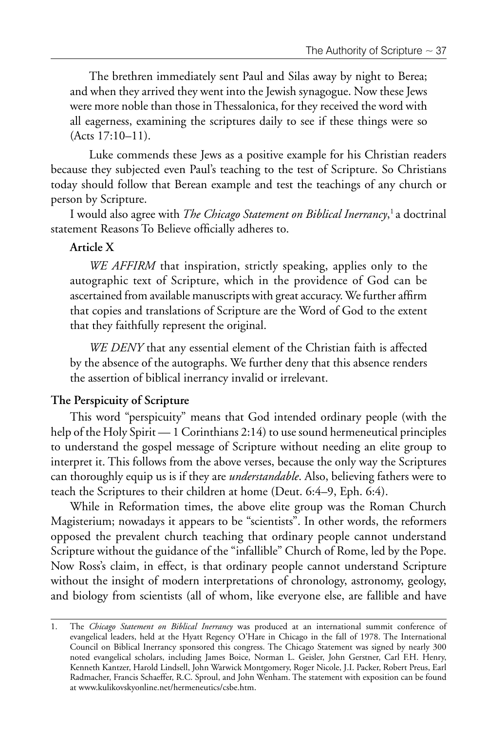The brethren immediately sent Paul and Silas away by night to Berea; and when they arrived they went into the Jewish synagogue. Now these Jews were more noble than those in Thessalonica, for they received the word with all eagerness, examining the scriptures daily to see if these things were so (Acts 17:10–11).

Luke commends these Jews as a positive example for his Christian readers because they subjected even Paul's teaching to the test of Scripture. So Christians today should follow that Berean example and test the teachings of any church or person by Scripture.

I would also agree with *The Chicago Statement on Biblical Inerrancy*,[1] a doctrinal statement Reasons To Believe officially adheres to.

**Article X**

*WE AFFIRM* that inspiration, strictly speaking, applies only to the autographic text of Scripture, which in the providence of God can be ascertained from available manuscripts with great accuracy. We further affirm that copies and translations of Scripture are the Word of God to the extent that they faithfully represent the original.

*WE DENY* that any essential element of the Christian faith is affected by the absence of the autographs. We further deny that this absence renders the assertion of biblical inerrancy invalid or irrelevant.

### The Perspicuity of Scripture

This word "perspicuity" means that God intended ordinary people (with the help of the Holy Spirit — 1 Corinthians 2:14) to use sound hermeneutical principles to understand the gospel message of Scripture without needing an elite group to interpret it. This follows from the above verses, because the only way the Scriptures can thoroughly equip us is if they are *understandable*. Also, believing fathers were to teach the Scriptures to their children at home (Deut. 6:4–9, Eph. 6:4).

While in Reformation times, the above elite group was the Roman Church Magisterium; nowadays it appears to be "scientists". In other words, the reformers opposed the prevalent church teaching that ordinary people cannot understand Scripture without the guidance of the "infallible" Church of Rome, led by the Pope. Now Ross's claim, in effect, is that ordinary people cannot understand Scripture without the insight of modern interpretations of chronology, astronomy, geology, and biology from scientists (all of whom, like everyone else, are fallible and have

---

1. The *Chicago Statement on Biblical Inerrancy* was produced at an international summit conference of evangelical leaders, held at the Hyatt Regency O'Hare in Chicago in the fall of 1978. The International Council on Biblical Inerrancy sponsored this congress. The Chicago Statement was signed by nearly 300 noted evangelical scholars, including James Boice, Norman L. Geisler, John Gerstner, Carl F.H. Henry, Kenneth Kantzer, Harold Lindsell, John Warwick Montgomery, Roger Nicole, J.I. Packer, Robert Preus, Earl Radmacher, Francis Schaeffer, R.C. Sproul, and John Wenham. The statement with exposition can be found at www.kulikovskyonline.net/hermeneutics/csbe.htm.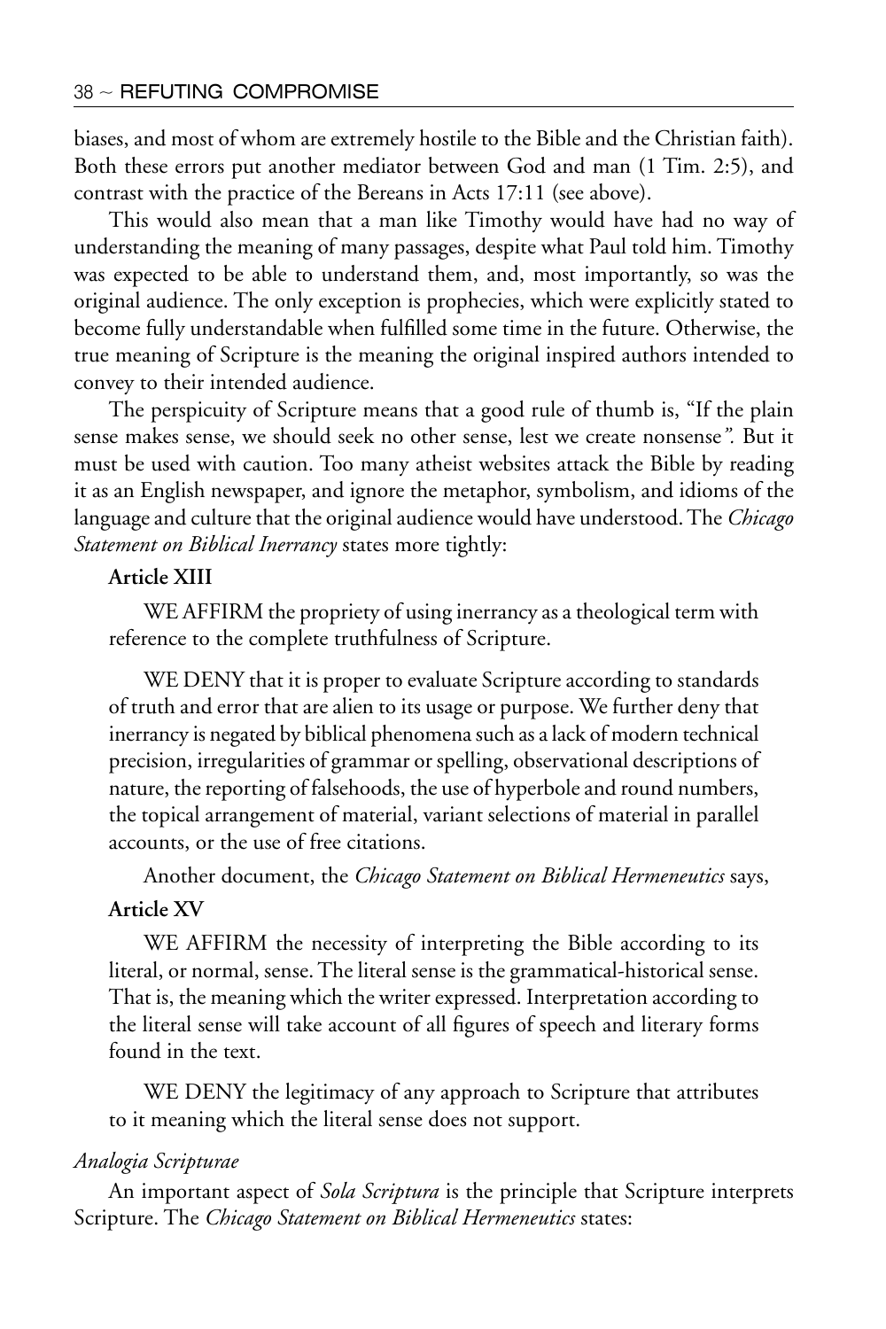biases, and most of whom are extremely hostile to the Bible and the Christian faith). Both these errors put another mediator between God and man (1 Tim. 2:5), and contrast with the practice of the Bereans in Acts 17:11 (see above).

This would also mean that a man like Timothy would have had no way of understanding the meaning of many passages, despite what Paul told him. Timothy was expected to be able to understand them, and, most importantly, so was the original audience. The only exception is prophecies, which were explicitly stated to become fully understandable when fulfilled some time in the future. Otherwise, the true meaning of Scripture is the meaning the original inspired authors intended to convey to their intended audience.

The perspicuity of Scripture means that a good rule of thumb is, "If the plain sense makes sense, we should seek no other sense, lest we create nonsense". But it must be used with caution. Too many atheist websites attack the Bible by reading it as an English newspaper, and ignore the metaphor, symbolism, and idioms of the language and culture that the original audience would have understood. The *Chicago Statement on Biblical Inerrancy* states more tightly:

**Article XIII**

WE AFFIRM the propriety of using inerrancy as a theological term with reference to the complete truthfulness of Scripture.

WE DENY that it is proper to evaluate Scripture according to standards of truth and error that are alien to its usage or purpose. We further deny that inerrancy is negated by biblical phenomena such as a lack of modern technical precision, irregularities of grammar or spelling, observational descriptions of nature, the reporting of falsehoods, the use of hyperbole and round numbers, the topical arrangement of material, variant selections of material in parallel accounts, or the use of free citations.

Another document, the *Chicago Statement on Biblical Hermeneutics* says,

**Article XV**

WE AFFIRM the necessity of interpreting the Bible according to its literal, or normal, sense. The literal sense is the grammatical-historical sense. That is, the meaning which the writer expressed. Interpretation according to the literal sense will take account of all figures of speech and literary forms found in the text.

WE DENY the legitimacy of any approach to Scripture that attributes to it meaning which the literal sense does not support.

*Analogia Scripturae*

An important aspect of *Sola Scriptura* is the principle that Scripture interprets Scripture. The *Chicago Statement on Biblical Hermeneutics* states: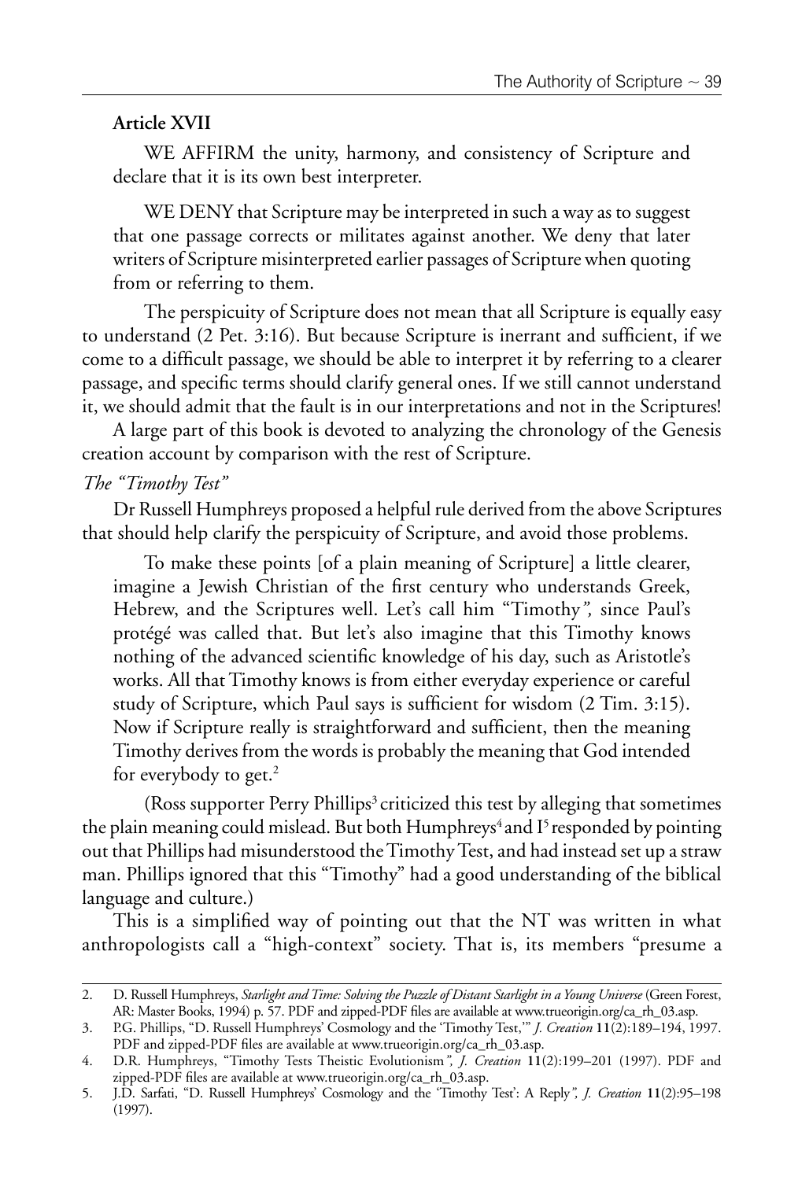**Article XVII**

WE AFFIRM the unity, harmony, and consistency of Scripture and declare that it is its own best interpreter.

WE DENY that Scripture may be interpreted in such a way as to suggest that one passage corrects or militates against another. We deny that later writers of Scripture misinterpreted earlier passages of Scripture when quoting from or referring to them.

The perspicuity of Scripture does not mean that all Scripture is equally easy to understand (2 Pet. 3:16). But because Scripture is inerrant and sufficient, if we come to a difficult passage, we should be able to interpret it by referring to a clearer passage, and specific terms should clarify general ones. If we still cannot understand it, we should admit that the fault is in our interpretations and not in the Scriptures!

A large part of this book is devoted to analyzing the chronology of the Genesis creation account by comparison with the rest of Scripture.

*The "Timothy Test"*

Dr Russell Humphreys proposed a helpful rule derived from the above Scriptures that should help clarify the perspicuity of Scripture, and avoid those problems.

> To make these points [of a plain meaning of Scripture] a little clearer, imagine a Jewish Christian of the first century who understands Greek, Hebrew, and the Scriptures well. Let's call him "Timothy", since Paul's protégé was called that. But let's also imagine that this Timothy knows nothing of the advanced scientific knowledge of his day, such as Aristotle's works. All that Timothy knows is from either everyday experience or careful study of Scripture, which Paul says is sufficient for wisdom (2 Tim. 3:15). Now if Scripture really is straightforward and sufficient, then the meaning Timothy derives from the words is probably the meaning that God intended for everybody to get.[2]

(Ross supporter Perry Phillips[3] criticized this test by alleging that sometimes the plain meaning could mislead. But both Humphreys[4] and I[5] responded by pointing out that Phillips had misunderstood the Timothy Test, and had instead set up a straw man. Phillips ignored that this "Timothy" had a good understanding of the biblical language and culture.)

This is a simplified way of pointing out that the NT was written in what anthropologists call a "high-context" society. That is, its members "presume a

---

2. D. Russell Humphreys, *Starlight and Time: Solving the Puzzle of Distant Starlight in a Young Universe* (Green Forest, AR: Master Books, 1994) p. 57. PDF and zipped-PDF files are available at www.trueorigin.org/ca_rh_03.asp.
3. P.G. Phillips, "D. Russell Humphreys' Cosmology and the 'Timothy Test,'" *J. Creation* **11**(2):189–194, 1997. PDF and zipped-PDF files are available at www.trueorigin.org/ca_rh_03.asp.
4. D.R. Humphreys, "Timothy Tests Theistic Evolutionism", *J. Creation* **11**(2):199–201 (1997). PDF and zipped-PDF files are available at www.trueorigin.org/ca_rh_03.asp.
5. J.D. Sarfati, "D. Russell Humphreys' Cosmology and the 'Timothy Test': A Reply", *J. Creation* **11**(2):95–198 (1997).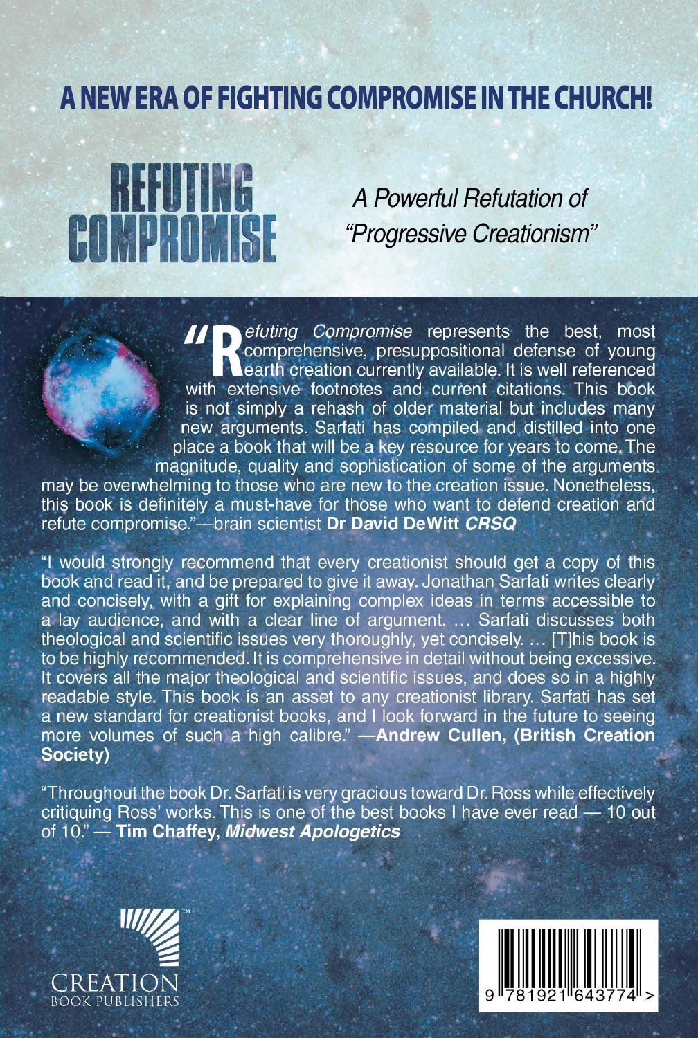# A NEW ERA OF FIGHTING COMPROMISE IN THE CHURCH!

## REFUTING COMPROMISE

*A Powerful Refutation of "Progressive Creationism"*

"*Refuting Compromise* represents the best, most comprehensive, presuppositional defense of young earth creation currently available. It is well referenced with extensive footnotes and current citations. This book is not simply a rehash of older material but includes many new arguments. Sarfati has compiled and distilled into one place a book that will be a key resource for years to come. The magnitude, quality and sophistication of some of the arguments may be overwhelming to those who are new to the creation issue. Nonetheless, this book is definitely a must-have for those who want to defend creation and refute compromise."—brain scientist **Dr David DeWitt *CRSQ***

"I would strongly recommend that every creationist should get a copy of this book and read it, and be prepared to give it away. Jonathan Sarfati writes clearly and concisely, with a gift for explaining complex ideas in terms accessible to a lay audience, and with a clear line of argument. … Sarfati discusses both theological and scientific issues very thoroughly, yet concisely. … [T]his book is to be highly recommended. It is comprehensive in detail without being excessive. It covers all the major theological and scientific issues, and does so in a highly readable style. This book is an asset to any creationist library. Sarfati has set a new standard for creationist books, and I look forward in the future to seeing more volumes of such a high calibre." —**Andrew Cullen, (British Creation Society)**

"Throughout the book Dr. Sarfati is very gracious toward Dr. Ross while effectively critiquing Ross' works. This is one of the best books I have ever read — 10 out of 10." — **Tim Chaffey, *Midwest Apologetics***

CREATION BOOK PUBLISHERS

9 781921 643774 >